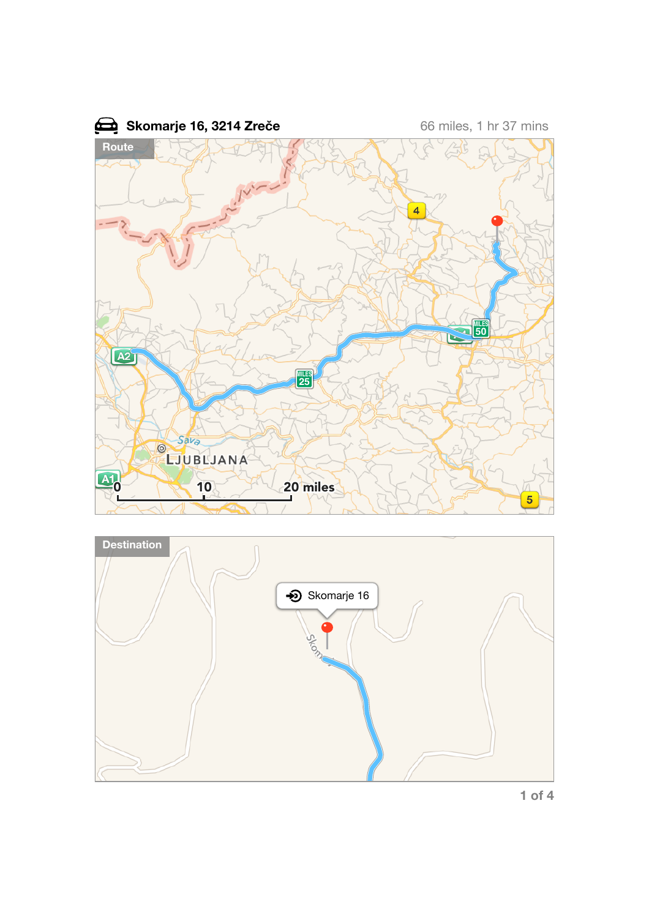**Skomarje 16, 3214 Zreče** 66 miles, 1 hr 37 mins

Route

Destination

Skomarje 16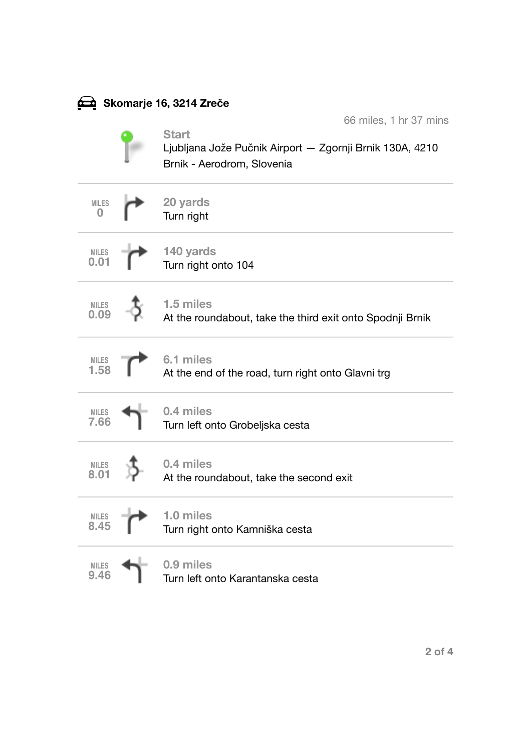## Skomarje 16, 3214 Zreče

66 miles, 1 hr 37 mins

**Start**
Ljubljana Jože Pučnik Airport — Zgornji Brnik 130A, 4210 Brnik - Aerodrom, Slovenia

| Miles | Distance | Instruction |
| --- | --- | --- |
| 0 | 20 yards | Turn right |
| 0.01 | 140 yards | Turn right onto 104 |
| 0.09 | 1.5 miles | At the roundabout, take the third exit onto Spodnji Brnik |
| 1.58 | 6.1 miles | At the end of the road, turn right onto Glavni trg |
| 7.66 | 0.4 miles | Turn left onto Grobeljska cesta |
| 8.01 | 0.4 miles | At the roundabout, take the second exit |
| 8.45 | 1.0 miles | Turn right onto Kamniška cesta |
| 9.46 | 0.9 miles | Turn left onto Karantanska cesta |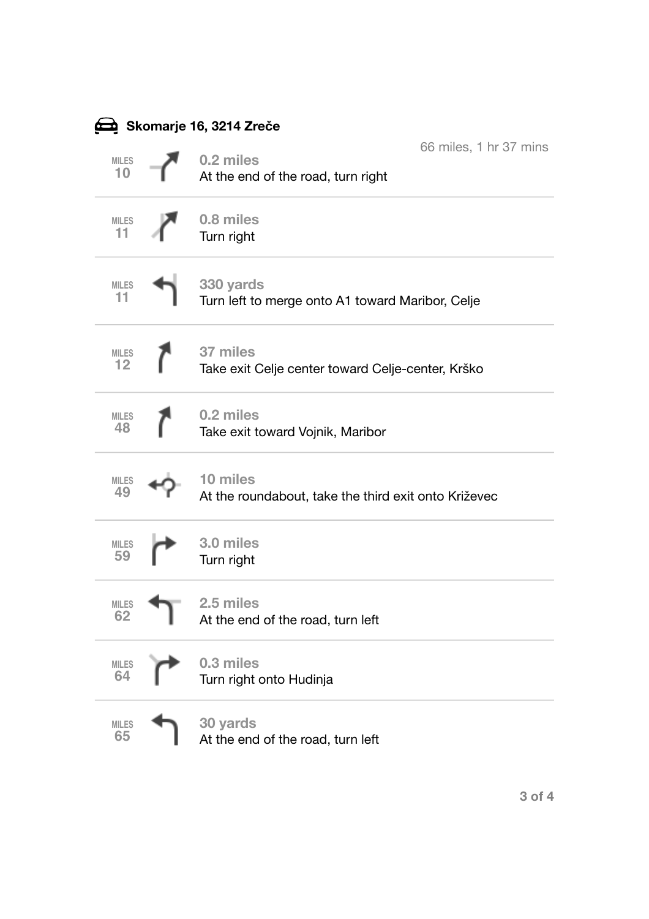**Skomarje 16, 3214 Zreče**

66 miles, 1 hr 37 mins

| Miles | Distance | Direction |
|---|---|---|
| 10 | 0.2 miles | At the end of the road, turn right |
| 11 | 0.8 miles | Turn right |
| 11 | 330 yards | Turn left to merge onto A1 toward Maribor, Celje |
| 12 | 37 miles | Take exit Celje center toward Celje-center, Krško |
| 48 | 0.2 miles | Take exit toward Vojnik, Maribor |
| 49 | 10 miles | At the roundabout, take the third exit onto Križevec |
| 59 | 3.0 miles | Turn right |
| 62 | 2.5 miles | At the end of the road, turn left |
| 64 | 0.3 miles | Turn right onto Hudinja |
| 65 | 30 yards | At the end of the road, turn left |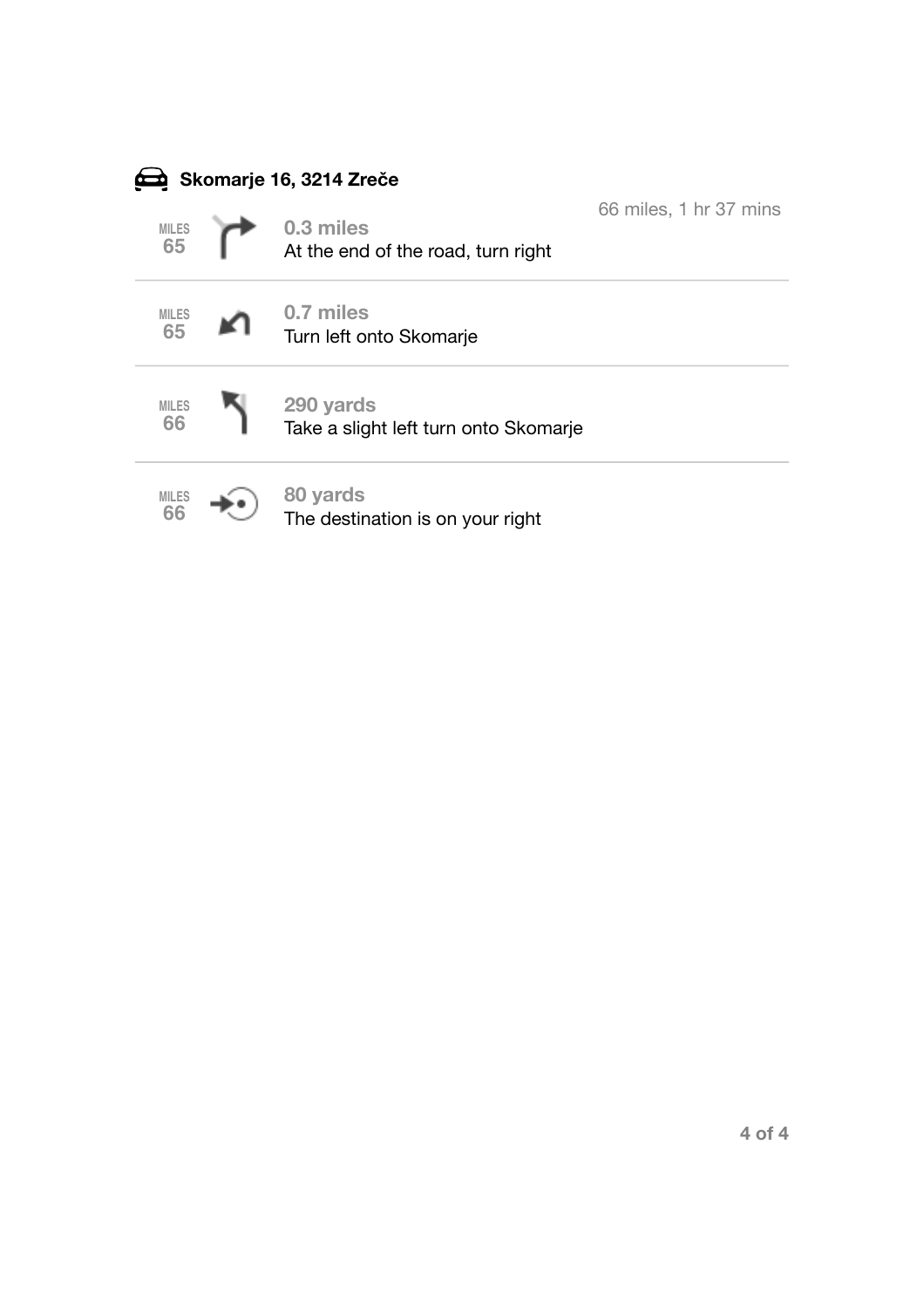**Skomarje 16, 3214 Zreče**

66 miles, 1 hr 37 mins

| | | |
|---|---|---|
| MILES 65 | **0.3 miles** | At the end of the road, turn right |
| MILES 65 | **0.7 miles** | Turn left onto Skomarje |
| MILES 66 | **290 yards** | Take a slight left turn onto Skomarje |
| MILES 66 | **80 yards** | The destination is on your right |